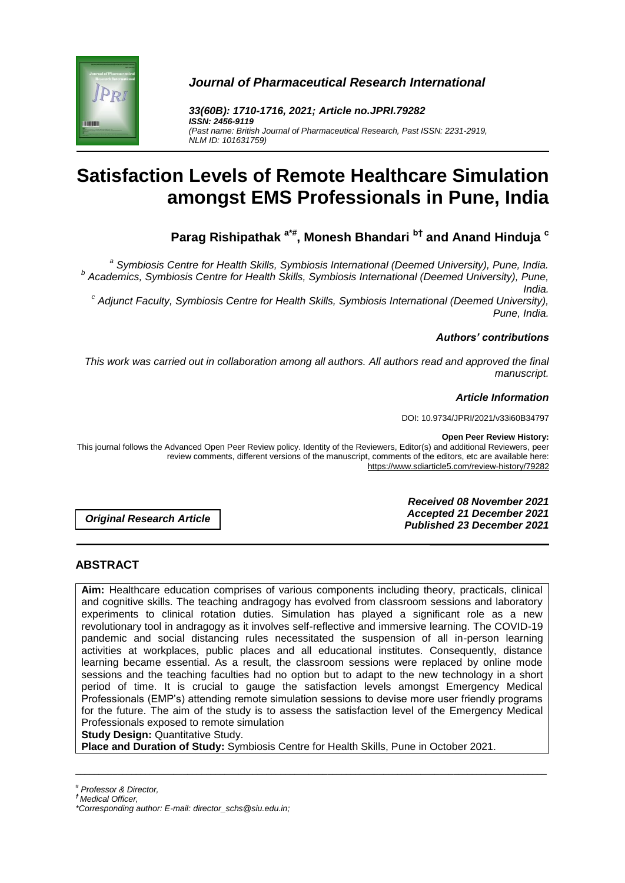*Journal of Pharmaceutical Research International*

***33(60B): 1710-1716, 2021; Article no.JPRI.79282***
***ISSN: 2456-9119***
*(Past name: British Journal of Pharmaceutical Research, Past ISSN: 2231-2919, NLM ID: 101631759)*

# Satisfaction Levels of Remote Healthcare Simulation amongst EMS Professionals in Pune, India

**Parag Rishipathak [a*#], Monesh Bhandari [b†] and Anand Hinduja [c]**

[a] *Symbiosis Centre for Health Skills, Symbiosis International (Deemed University), Pune, India.*
[b] *Academics, Symbiosis Centre for Health Skills, Symbiosis International (Deemed University), Pune, India.*
[c] *Adjunct Faculty, Symbiosis Centre for Health Skills, Symbiosis International (Deemed University), Pune, India.*

***Authors' contributions***

*This work was carried out in collaboration among all authors. All authors read and approved the final manuscript.*

***Article Information***

DOI: 10.9734/JPRI/2021/v33i60B34797

**Open Peer Review History:**
This journal follows the Advanced Open Peer Review policy. Identity of the Reviewers, Editor(s) and additional Reviewers, peer review comments, different versions of the manuscript, comments of the editors, etc are available here: https://www.sdiarticle5.com/review-history/79282

***Original Research Article***

***Received 08 November 2021***
***Accepted 21 December 2021***
***Published 23 December 2021***

## ABSTRACT

**Aim:** Healthcare education comprises of various components including theory, practicals, clinical and cognitive skills. The teaching andragogy has evolved from classroom sessions and laboratory experiments to clinical rotation duties. Simulation has played a significant role as a new revolutionary tool in andragogy as it involves self-reflective and immersive learning. The COVID-19 pandemic and social distancing rules necessitated the suspension of all in-person learning activities at workplaces, public places and all educational institutes. Consequently, distance learning became essential. As a result, the classroom sessions were replaced by online mode sessions and the teaching faculties had no option but to adapt to the new technology in a short period of time. It is crucial to gauge the satisfaction levels amongst Emergency Medical Professionals (EMP's) attending remote simulation sessions to devise more user friendly programs for the future. The aim of the study is to assess the satisfaction level of the Emergency Medical Professionals exposed to remote simulation

**Study Design:** Quantitative Study.

**Place and Duration of Study:** Symbiosis Centre for Health Skills, Pune in October 2021.

---

[#] *Professor & Director,*
[†] *Medical Officer,*
*\*Corresponding author: E-mail: director_schs@siu.edu.in;*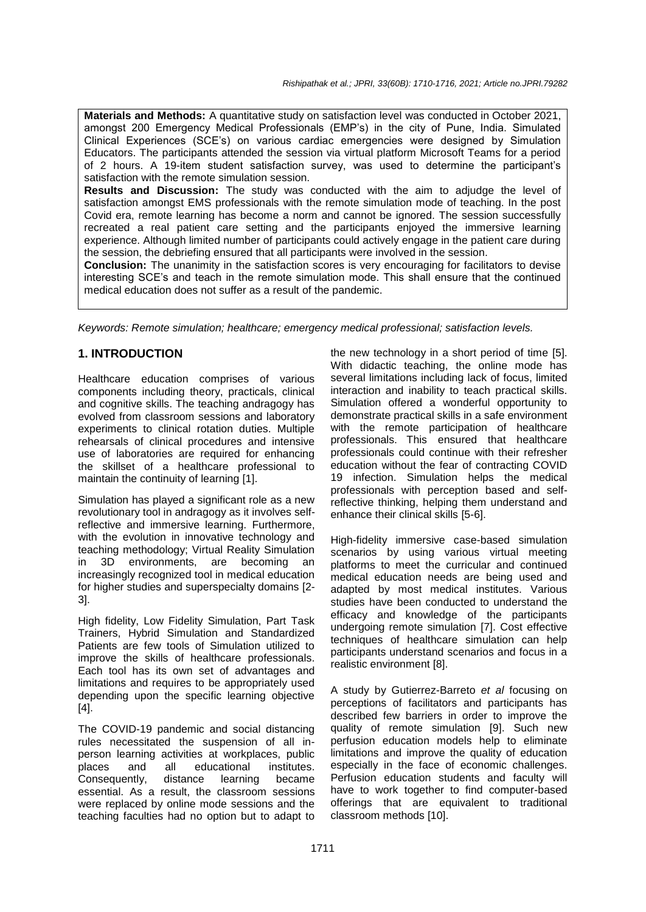**Materials and Methods:** A quantitative study on satisfaction level was conducted in October 2021, amongst 200 Emergency Medical Professionals (EMP's) in the city of Pune, India. Simulated Clinical Experiences (SCE's) on various cardiac emergencies were designed by Simulation Educators. The participants attended the session via virtual platform Microsoft Teams for a period of 2 hours. A 19-item student satisfaction survey, was used to determine the participant's satisfaction with the remote simulation session.

**Results and Discussion:** The study was conducted with the aim to adjudge the level of satisfaction amongst EMS professionals with the remote simulation mode of teaching. In the post Covid era, remote learning has become a norm and cannot be ignored. The session successfully recreated a real patient care setting and the participants enjoyed the immersive learning experience. Although limited number of participants could actively engage in the patient care during the session, the debriefing ensured that all participants were involved in the session.

**Conclusion:** The unanimity in the satisfaction scores is very encouraging for facilitators to devise interesting SCE's and teach in the remote simulation mode. This shall ensure that the continued medical education does not suffer as a result of the pandemic.

*Keywords: Remote simulation; healthcare; emergency medical professional; satisfaction levels.*

## 1. INTRODUCTION

Healthcare education comprises of various components including theory, practicals, clinical and cognitive skills. The teaching andragogy has evolved from classroom sessions and laboratory experiments to clinical rotation duties. Multiple rehearsals of clinical procedures and intensive use of laboratories are required for enhancing the skillset of a healthcare professional to maintain the continuity of learning [1].

Simulation has played a significant role as a new revolutionary tool in andragogy as it involves self-reflective and immersive learning. Furthermore, with the evolution in innovative technology and teaching methodology; Virtual Reality Simulation in 3D environments, are becoming an increasingly recognized tool in medical education for higher studies and superspecialty domains [2-3].

High fidelity, Low Fidelity Simulation, Part Task Trainers, Hybrid Simulation and Standardized Patients are few tools of Simulation utilized to improve the skills of healthcare professionals. Each tool has its own set of advantages and limitations and requires to be appropriately used depending upon the specific learning objective [4].

The COVID-19 pandemic and social distancing rules necessitated the suspension of all in-person learning activities at workplaces, public places and all educational institutes. Consequently, distance learning became essential. As a result, the classroom sessions were replaced by online mode sessions and the teaching faculties had no option but to adapt to the new technology in a short period of time [5]. With didactic teaching, the online mode has several limitations including lack of focus, limited interaction and inability to teach practical skills. Simulation offered a wonderful opportunity to demonstrate practical skills in a safe environment with the remote participation of healthcare professionals. This ensured that healthcare professionals could continue with their refresher education without the fear of contracting COVID 19 infection. Simulation helps the medical professionals with perception based and self-reflective thinking, helping them understand and enhance their clinical skills [5-6].

High-fidelity immersive case-based simulation scenarios by using various virtual meeting platforms to meet the curricular and continued medical education needs are being used and adapted by most medical institutes. Various studies have been conducted to understand the efficacy and knowledge of the participants undergoing remote simulation [7]. Cost effective techniques of healthcare simulation can help participants understand scenarios and focus in a realistic environment [8].

A study by Gutierrez-Barreto *et al* focusing on perceptions of facilitators and participants has described few barriers in order to improve the quality of remote simulation [9]. Such new perfusion education models help to eliminate limitations and improve the quality of education especially in the face of economic challenges. Perfusion education students and faculty will have to work together to find computer-based offerings that are equivalent to traditional classroom methods [10].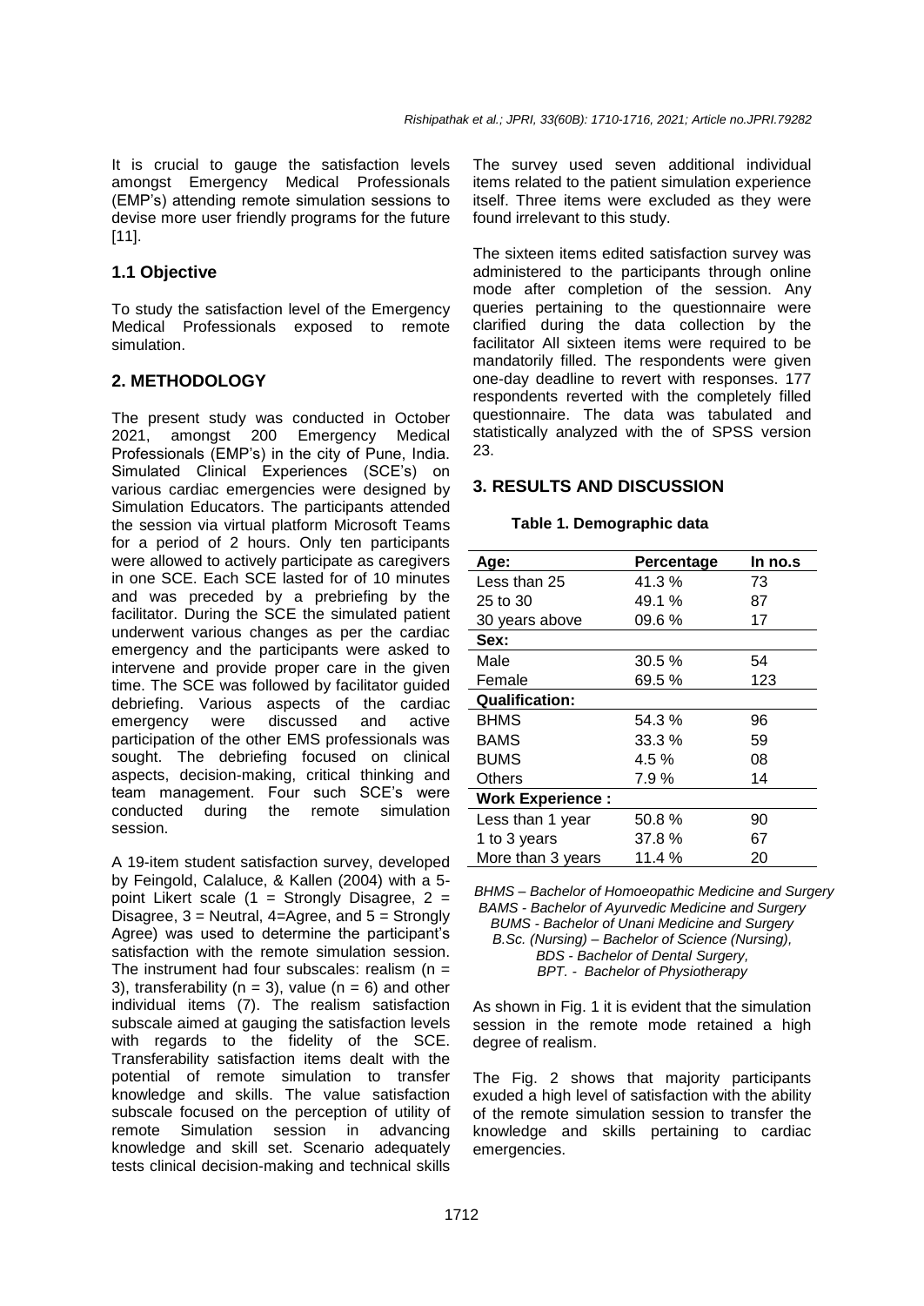It is crucial to gauge the satisfaction levels amongst Emergency Medical Professionals (EMP's) attending remote simulation sessions to devise more user friendly programs for the future [11].

### 1.1 Objective

To study the satisfaction level of the Emergency Medical Professionals exposed to remote simulation.

## 2. METHODOLOGY

The present study was conducted in October 2021, amongst 200 Emergency Medical Professionals (EMP's) in the city of Pune, India. Simulated Clinical Experiences (SCE's) on various cardiac emergencies were designed by Simulation Educators. The participants attended the session via virtual platform Microsoft Teams for a period of 2 hours. Only ten participants were allowed to actively participate as caregivers in one SCE. Each SCE lasted for of 10 minutes and was preceded by a prebriefing by the facilitator. During the SCE the simulated patient underwent various changes as per the cardiac emergency and the participants were asked to intervene and provide proper care in the given time. The SCE was followed by facilitator guided debriefing. Various aspects of the cardiac emergency were discussed and active participation of the other EMS professionals was sought. The debriefing focused on clinical aspects, decision-making, critical thinking and team management. Four such SCE's were conducted during the remote simulation session.

A 19-item student satisfaction survey, developed by Feingold, Calaluce, & Kallen (2004) with a 5-point Likert scale (1 = Strongly Disagree, 2 = Disagree, 3 = Neutral, 4=Agree, and 5 = Strongly Agree) was used to determine the participant's satisfaction with the remote simulation session. The instrument had four subscales: realism (n = 3), transferability (n = 3), value (n = 6) and other individual items (7). The realism satisfaction subscale aimed at gauging the satisfaction levels with regards to the fidelity of the SCE. Transferability satisfaction items dealt with the potential of remote simulation to transfer knowledge and skills. The value satisfaction subscale focused on the perception of utility of remote Simulation session in advancing knowledge and skill set. Scenario adequately tests clinical decision-making and technical skills The survey used seven additional individual items related to the patient simulation experience itself. Three items were excluded as they were found irrelevant to this study.

The sixteen items edited satisfaction survey was administered to the participants through online mode after completion of the session. Any queries pertaining to the questionnaire were clarified during the data collection by the facilitator All sixteen items were required to be mandatorily filled. The respondents were given one-day deadline to revert with responses. 177 respondents reverted with the completely filled questionnaire. The data was tabulated and statistically analyzed with the of SPSS version 23.

## 3. RESULTS AND DISCUSSION

**Table 1. Demographic data**

| Age: | Percentage | In no.s |
|---|---|---|
| Less than 25 | 41.3 % | 73 |
| 25 to 30 | 49.1 % | 87 |
| 30 years above | 09.6 % | 17 |
| **Sex:** | | |
| Male | 30.5 % | 54 |
| Female | 69.5 % | 123 |
| **Qualification:** | | |
| BHMS | 54.3 % | 96 |
| BAMS | 33.3 % | 59 |
| BUMS | 4.5 % | 08 |
| Others | 7.9 % | 14 |
| **Work Experience :** | | |
| Less than 1 year | 50.8 % | 90 |
| 1 to 3 years | 37.8 % | 67 |
| More than 3 years | 11.4 % | 20 |

*BHMS – Bachelor of Homoeopathic Medicine and Surgery*
*BAMS - Bachelor of Ayurvedic Medicine and Surgery*
*BUMS - Bachelor of Unani Medicine and Surgery*
*B.Sc. (Nursing) – Bachelor of Science (Nursing),*
*BDS - Bachelor of Dental Surgery,*
*BPT. - Bachelor of Physiotherapy*

As shown in Fig. 1 it is evident that the simulation session in the remote mode retained a high degree of realism.

The Fig. 2 shows that majority participants exuded a high level of satisfaction with the ability of the remote simulation session to transfer the knowledge and skills pertaining to cardiac emergencies.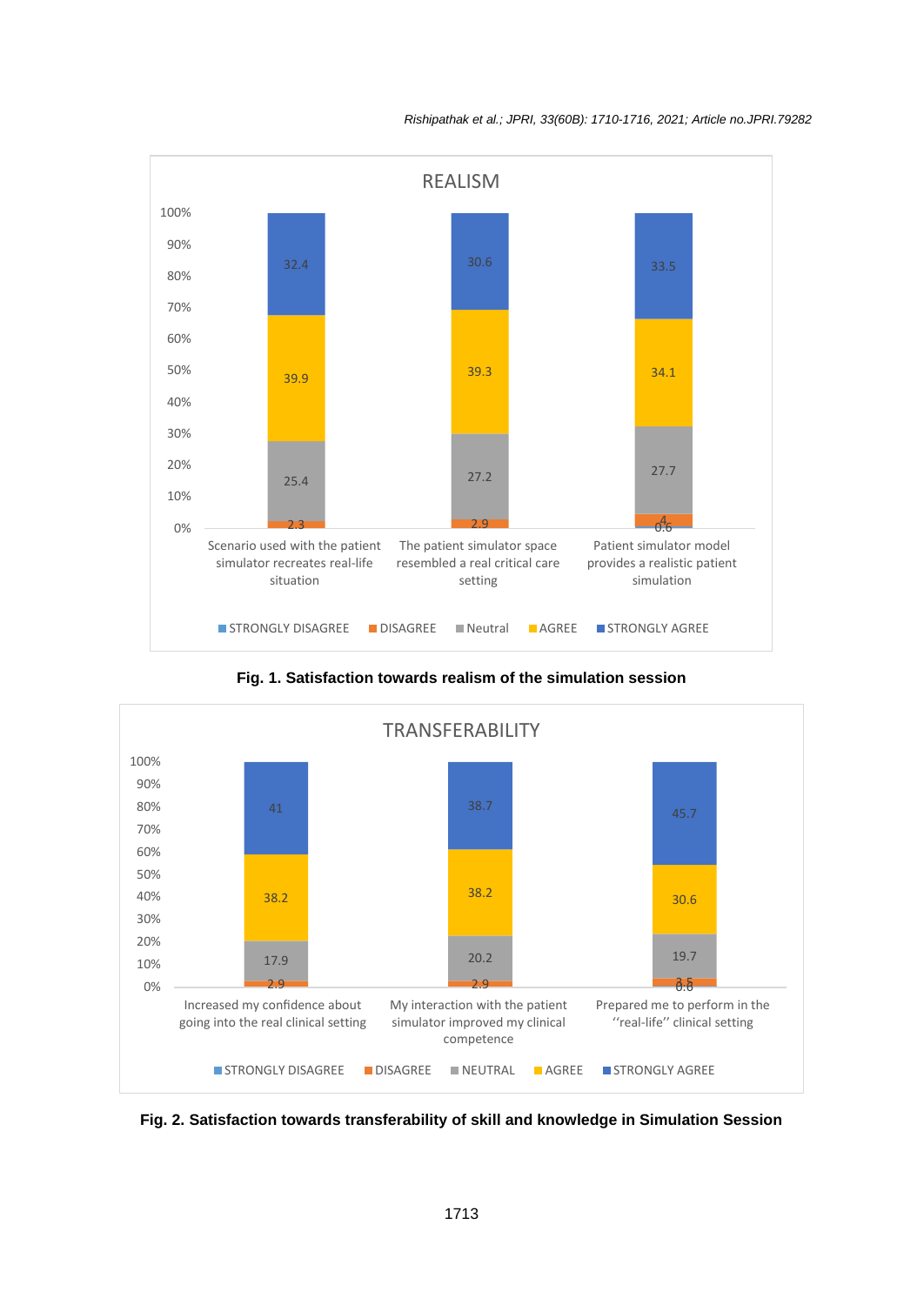**REALISM**

| | STRONGLY DISAGREE | DISAGREE | Neutral | AGREE | STRONGLY AGREE |
|---|---|---|---|---|---|
| Scenario used with the patient simulator recreates real-life situation | | 2.3 | 25.4 | 39.9 | 32.4 |
| The patient simulator space resembled a real critical care setting | | 2.9 | 27.2 | 39.3 | 30.6 |
| Patient simulator model provides a realistic patient simulation | 0.6 | 4 | 27.7 | 34.1 | 33.5 |

**Fig. 1. Satisfaction towards realism of the simulation session**

**TRANSFERABILITY**

| | STRONGLY DISAGREE | DISAGREE | NEUTRAL | AGREE | STRONGLY AGREE |
|---|---|---|---|---|---|
| Increased my confidence about going into the real clinical setting | | 2.9 | 17.9 | 38.2 | 41 |
| My interaction with the patient simulator improved my clinical competence | | 2.9 | 20.2 | 38.2 | 38.7 |
| Prepared me to perform in the "real-life" clinical setting | 0.6 | 3.5 | 19.7 | 30.6 | 45.7 |

**Fig. 2. Satisfaction towards transferability of skill and knowledge in Simulation Session**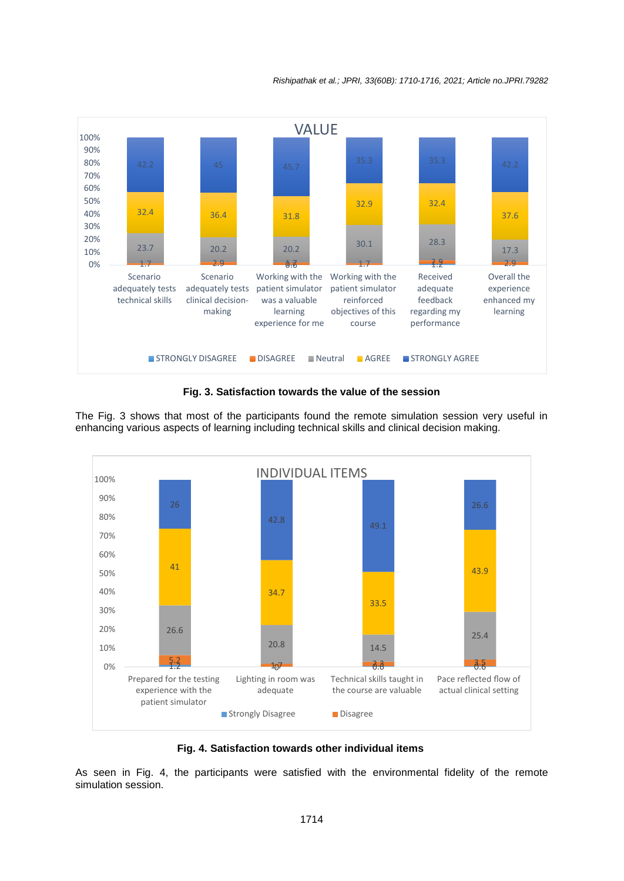**Fig. 3. Satisfaction towards the value of the session**

The Fig. 3 shows that most of the participants found the remote simulation session very useful in enhancing various aspects of learning including technical skills and clinical decision making.

**Fig. 4. Satisfaction towards other individual items**

As seen in Fig. 4, the participants were satisfied with the environmental fidelity of the remote simulation session.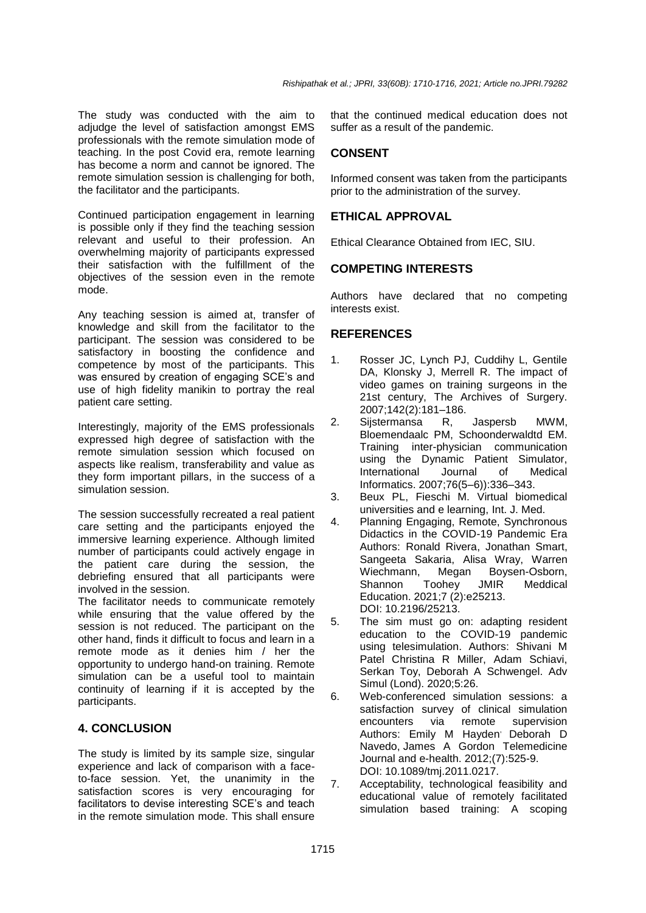The study was conducted with the aim to adjudge the level of satisfaction amongst EMS professionals with the remote simulation mode of teaching. In the post Covid era, remote learning has become a norm and cannot be ignored. The remote simulation session is challenging for both, the facilitator and the participants.

Continued participation engagement in learning is possible only if they find the teaching session relevant and useful to their profession. An overwhelming majority of participants expressed their satisfaction with the fulfillment of the objectives of the session even in the remote mode.

Any teaching session is aimed at, transfer of knowledge and skill from the facilitator to the participant. The session was considered to be satisfactory in boosting the confidence and competence by most of the participants. This was ensured by creation of engaging SCE's and use of high fidelity manikin to portray the real patient care setting.

Interestingly, majority of the EMS professionals expressed high degree of satisfaction with the remote simulation session which focused on aspects like realism, transferability and value as they form important pillars, in the success of a simulation session.

The session successfully recreated a real patient care setting and the participants enjoyed the immersive learning experience. Although limited number of participants could actively engage in the patient care during the session, the debriefing ensured that all participants were involved in the session.

The facilitator needs to communicate remotely while ensuring that the value offered by the session is not reduced. The participant on the other hand, finds it difficult to focus and learn in a remote mode as it denies him / her the opportunity to undergo hand-on training. Remote simulation can be a useful tool to maintain continuity of learning if it is accepted by the participants.

## 4. CONCLUSION

The study is limited by its sample size, singular experience and lack of comparison with a face-to-face session. Yet, the unanimity in the satisfaction scores is very encouraging for facilitators to devise interesting SCE's and teach in the remote simulation mode. This shall ensure that the continued medical education does not suffer as a result of the pandemic.

## CONSENT

Informed consent was taken from the participants prior to the administration of the survey.

## ETHICAL APPROVAL

Ethical Clearance Obtained from IEC, SIU.

## COMPETING INTERESTS

Authors have declared that no competing interests exist.

## REFERENCES

1. Rosser JC, Lynch PJ, Cuddihy L, Gentile DA, Klonsky J, Merrell R. The impact of video games on training surgeons in the 21st century, The Archives of Surgery. 2007;142(2):181–186.
2. Sijstermansa R, Jaspersb MWM, Bloemendaalc PM, Schoonderwaldtd EM. Training inter-physician communication using the Dynamic Patient Simulator, International Journal of Medical Informatics. 2007;76(5–6)):336–343.
3. Beux PL, Fieschi M. Virtual biomedical universities and e learning, Int. J. Med.
4. Planning Engaging, Remote, Synchronous Didactics in the COVID-19 Pandemic Era Authors: Ronald Rivera, Jonathan Smart, Sangeeta Sakaria, Alisa Wray, Warren Wiechmann, Megan Boysen-Osborn, Shannon Toohey JMIR Meddical Education. 2021;7 (2):e25213. DOI: 10.2196/25213.
5. The sim must go on: adapting resident education to the COVID-19 pandemic using telesimulation. Authors: Shivani M Patel Christina R Miller, Adam Schiavi, Serkan Toy, Deborah A Schwengel. Adv Simul (Lond). 2020;5:26.
6. Web-conferenced simulation sessions: a satisfaction survey of clinical simulation encounters via remote supervision Authors: Emily M Hayden, Deborah D Navedo, James A Gordon Telemedicine Journal and e-health. 2012;(7):525-9. DOI: 10.1089/tmj.2011.0217.
7. Acceptability, technological feasibility and educational value of remotely facilitated simulation based training: A scoping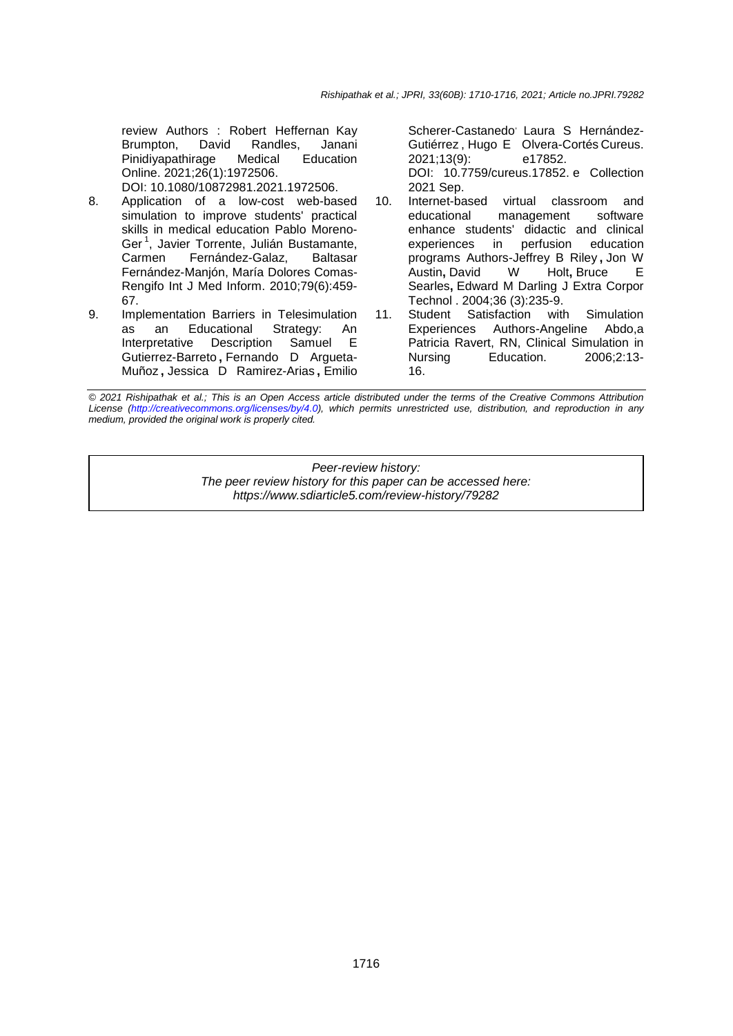review Authors : Robert Heffernan Kay Brumpton, David Randles, Janani Pinidiyapathirage Medical Education Online. 2021;26(1):1972506. DOI: 10.1080/10872981.2021.1972506.

8. Application of a low-cost web-based simulation to improve students' practical skills in medical education Pablo Moreno-Ger[1], Javier Torrente, Julián Bustamante, Carmen Fernández-Galaz, Baltasar Fernández-Manjón, María Dolores Comas-Rengifo Int J Med Inform. 2010;79(6):459-67.
9. Implementation Barriers in Telesimulation as an Educational Strategy: An Interpretative Description Samuel E Gutierrez-Barreto, Fernando D Argueta-Muñoz, Jessica D Ramirez-Arias, Emilio Scherer-Castanedo, Laura S Hernández-Gutiérrez, Hugo E Olvera-Cortés Cureus. 2021;13(9): e17852. DOI: 10.7759/cureus.17852. e Collection 2021 Sep.
10. Internet-based virtual classroom and educational management software enhance students' didactic and clinical experiences in perfusion education programs Authors-Jeffrey B Riley, Jon W Austin, David W Holt, Bruce E Searles, Edward M Darling J Extra Corpor Technol . 2004;36 (3):235-9.
11. Student Satisfaction with Simulation Experiences Authors-Angeline Abdo,a Patricia Ravert, RN, Clinical Simulation in Nursing Education. 2006;2:13-16.

*© 2021 Rishipathak et al.; This is an Open Access article distributed under the terms of the Creative Commons Attribution License (http://creativecommons.org/licenses/by/4.0), which permits unrestricted use, distribution, and reproduction in any medium, provided the original work is properly cited.*

*Peer-review history:*
*The peer review history for this paper can be accessed here:*
*https://www.sdiarticle5.com/review-history/79282*